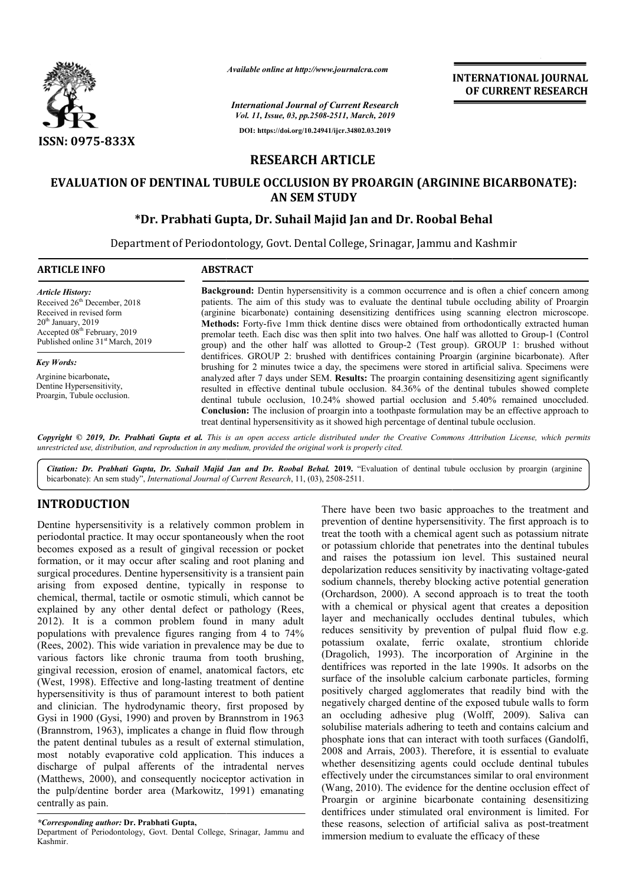*Available online at http://www.journalcra.com*

*International Journal of Current Research*
*Vol. 11, Issue, 03, pp.2508-2511, March, 2019*

**DOI: https://doi.org/10.24941/ijcr.34802.03.2019**

**ISSN: 0975-833X**

**INTERNATIONAL JOURNAL OF CURRENT RESEARCH**

## RESEARCH ARTICLE

# EVALUATION OF DENTINAL TUBULE OCCLUSION BY PROARGIN (ARGININE BICARBONATE): AN SEM STUDY

### *Dr. Prabhati Gupta, Dr. Suhail Majid Jan and Dr. Roobal Behal

Department of Periodontology, Govt. Dental College, Srinagar, Jammu and Kashmir

**ARTICLE INFO**

*Article History:*
Received 26th December, 2018
Received in revised form
20th January, 2019
Accepted 08th February, 2019
Published online 31st March, 2019

*Key Words:*
Arginine bicarbonate,
Dentine Hypersensitivity,
Proargin, Tubule occlusion.

**ABSTRACT**

**Background:** Dentin hypersensitivity is a common occurrence and is often a chief concern among patients. The aim of this study was to evaluate the dentinal tubule occluding ability of Proargin (arginine bicarbonate) containing desensitizing dentifrices using scanning electron microscope. **Methods:** Forty-five 1mm thick dentine discs were obtained from orthodontically extracted human premolar teeth. Each disc was then split into two halves. One half was allotted to Group-1 (Control group) and the other half was allotted to Group-2 (Test group). GROUP 1: brushed without dentifrices. GROUP 2: brushed with dentifrices containing Proargin (arginine bicarbonate). After brushing for 2 minutes twice a day, the specimens were stored in artificial saliva. Specimens were analyzed after 7 days under SEM. **Results:** The proargin containing desensitizing agent significantly resulted in effective dentinal tubule occlusion. 84.36% of the dentinal tubules showed complete dentinal tubule occlusion, 10.24% showed partial occlusion and 5.40% remained unoccluded. **Conclusion:** The inclusion of proargin into a toothpaste formulation may be an effective approach to treat dentinal hypersensitivity as it showed high percentage of dentinal tubule occlusion.

*Copyright © 2019, Dr. Prabhati Gupta et al.* *This is an open access article distributed under the Creative Commons Attribution License, which permits unrestricted use, distribution, and reproduction in any medium, provided the original work is properly cited.*

*Citation: Dr. Prabhati Gupta, Dr. Suhail Majid Jan and Dr. Roobal Behal.* **2019.** "Evaluation of dentinal tubule occlusion by proargin (arginine bicarbonate): An sem study", *International Journal of Current Research*, 11, (03), 2508-2511.

## INTRODUCTION

Dentine hypersensitivity is a relatively common problem in periodontal practice. It may occur spontaneously when the root becomes exposed as a result of gingival recession or pocket formation, or it may occur after scaling and root planing and surgical procedures. Dentine hypersensitivity is a transient pain arising from exposed dentine, typically in response to chemical, thermal, tactile or osmotic stimuli, which cannot be explained by any other dental defect or pathology (Rees, 2012). It is a common problem found in many adult populations with prevalence figures ranging from 4 to 74% (Rees, 2002). This wide variation in prevalence may be due to various factors like chronic trauma from tooth brushing, gingival recession, erosion of enamel, anatomical factors, etc (West, 1998). Effective and long-lasting treatment of dentine hypersensitivity is thus of paramount interest to both patient and clinician. The hydrodynamic theory, first proposed by Gysi in 1900 (Gysi, 1990) and proven by Brannstrom in 1963 (Brannstrom, 1963), implicates a change in fluid flow through the patent dentinal tubules as a result of external stimulation, most notably evaporative cold application. This induces a discharge of pulpal afferents of the intradental nerves (Matthews, 2000), and consequently nociceptor activation in the pulp/dentine border area (Markowitz, 1991) emanating centrally as pain.

There have been two basic approaches to the treatment and prevention of dentine hypersensitivity. The first approach is to treat the tooth with a chemical agent such as potassium nitrate or potassium chloride that penetrates into the dentinal tubules and raises the potassium ion level. This sustained neural depolarization reduces sensitivity by inactivating voltage-gated sodium channels, thereby blocking active potential generation (Orchardson, 2000). A second approach is to treat the tooth with a chemical or physical agent that creates a deposition layer and mechanically occludes dentinal tubules, which reduces sensitivity by prevention of pulpal fluid flow e.g. potassium oxalate, ferric oxalate, strontium chloride (Dragolich, 1993). The incorporation of Arginine in the dentifrices was reported in the late 1990s. It adsorbs on the surface of the insoluble calcium carbonate particles, forming positively charged agglomerates that readily bind with the negatively charged dentine of the exposed tubule walls to form an occluding adhesive plug (Wolff, 2009). Saliva can solubilise materials adhering to teeth and contains calcium and phosphate ions that can interact with tooth surfaces (Gandolfi, 2008 and Arrais, 2003). Therefore, it is essential to evaluate whether desensitizing agents could occlude dentinal tubules effectively under the circumstances similar to oral environment (Wang, 2010). The evidence for the dentine occlusion effect of Proargin or arginine bicarbonate containing desensitizing dentifrices under stimulated oral environment is limited. For these reasons, selection of artificial saliva as post-treatment immersion medium to evaluate the efficacy of these

*\*Corresponding author:* **Dr. Prabhati Gupta,**
Department of Periodontology, Govt. Dental College, Srinagar, Jammu and Kashmir.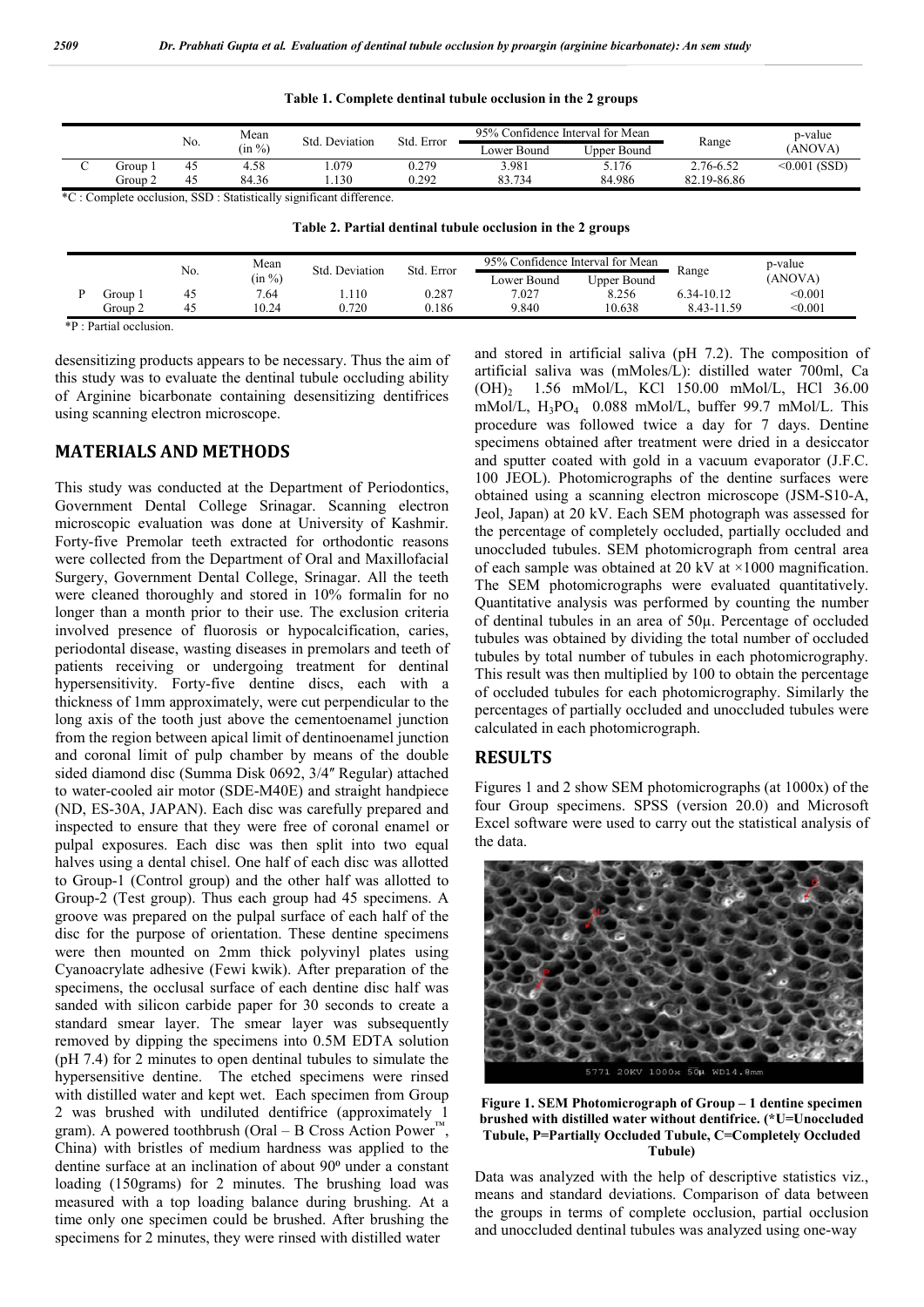**Table 1. Complete dentinal tubule occlusion in the 2 groups**

| | | No. | Mean (in %) | Std. Deviation | Std. Error | 95% Confidence Interval for Mean | | Range | p-value (ANOVA) |
|---|---|---|---|---|---|---|---|---|---|
| | | | | | | Lower Bound | Upper Bound | | |
| C | Group 1 | 45 | 4.58 | 1.079 | 0.279 | 3.981 | 5.176 | 2.76-6.52 | <0.001 (SSD) |
| | Group 2 | 45 | 84.36 | 1.130 | 0.292 | 83.734 | 84.986 | 82.19-86.86 | |

*C : Complete occlusion, SSD : Statistically significant difference.

**Table 2. Partial dentinal tubule occlusion in the 2 groups**

| | | No. | Mean (in %) | Std. Deviation | Std. Error | 95% Confidence Interval for Mean | | Range | p-value (ANOVA) |
|---|---|---|---|---|---|---|---|---|---|
| | | | | | | Lower Bound | Upper Bound | | |
| P | Group 1 | 45 | 7.64 | 1.110 | 0.287 | 7.027 | 8.256 | 6.34-10.12 | <0.001 |
| | Group 2 | 45 | 10.24 | 0.720 | 0.186 | 9.840 | 10.638 | 8.43-11.59 | <0.001 |

*P : Partial occlusion.

desensitizing products appears to be necessary. Thus the aim of this study was to evaluate the dentinal tubule occluding ability of Arginine bicarbonate containing desensitizing dentifrices using scanning electron microscope.

## MATERIALS AND METHODS

This study was conducted at the Department of Periodontics, Government Dental College Srinagar. Scanning electron microscopic evaluation was done at University of Kashmir. Forty-five Premolar teeth extracted for orthodontic reasons were collected from the Department of Oral and Maxillofacial Surgery, Government Dental College, Srinagar. All the teeth were cleaned thoroughly and stored in 10% formalin for no longer than a month prior to their use. The exclusion criteria involved presence of fluorosis or hypocalcification, caries, periodontal disease, wasting diseases in premolars and teeth of patients receiving or undergoing treatment for dentinal hypersensitivity. Forty-five dentine discs, each with a thickness of 1mm approximately, were cut perpendicular to the long axis of the tooth just above the cementoenamel junction from the region between apical limit of dentinoenamel junction and coronal limit of pulp chamber by means of the double sided diamond disc (Summa Disk 0692, 3/4″ Regular) attached to water-cooled air motor (SDE-M40E) and straight handpiece (ND, ES-30A, JAPAN). Each disc was carefully prepared and inspected to ensure that they were free of coronal enamel or pulpal exposures. Each disc was then split into two equal halves using a dental chisel. One half of each disc was allotted to Group-1 (Control group) and the other half was allotted to Group-2 (Test group). Thus each group had 45 specimens. A groove was prepared on the pulpal surface of each half of the disc for the purpose of orientation. These dentine specimens were then mounted on 2mm thick polyvinyl plates using Cyanoacrylate adhesive (Fewi kwik). After preparation of the specimens, the occlusal surface of each dentine disc half was sanded with silicon carbide paper for 30 seconds to create a standard smear layer. The smear layer was subsequently removed by dipping the specimens into 0.5M EDTA solution (pH 7.4) for 2 minutes to open dentinal tubules to simulate the hypersensitive dentine. The etched specimens were rinsed with distilled water and kept wet. Each specimen from Group 2 was brushed with undiluted dentifrice (approximately 1 gram). A powered toothbrush (Oral – B Cross Action Power™, China) with bristles of medium hardness was applied to the dentine surface at an inclination of about 90º under a constant loading (150grams) for 2 minutes. The brushing load was measured with a top loading balance during brushing. At a time only one specimen could be brushed. After brushing the specimens for 2 minutes, they were rinsed with distilled water and stored in artificial saliva (pH 7.2). The composition of artificial saliva was (mMoles/L): distilled water 700ml, $Ca(OH)_2$ 1.56 mMol/L, KCl 150.00 mMol/L, HCl 36.00 mMol/L, $H_3PO_4$ 0.088 mMol/L, buffer 99.7 mMol/L. This procedure was followed twice a day for 7 days. Dentine specimens obtained after treatment were dried in a desiccator and sputter coated with gold in a vacuum evaporator (J.F.C. 100 JEOL). Photomicrographs of the dentine surfaces were obtained using a scanning electron microscope (JSM-S10-A, Jeol, Japan) at 20 kV. Each SEM photograph was assessed for the percentage of completely occluded, partially occluded and unoccluded tubules. SEM photomicrograph from central area of each sample was obtained at 20 kV at ×1000 magnification. The SEM photomicrographs were evaluated quantitatively. Quantitative analysis was performed by counting the number of dentinal tubules in an area of 50μ. Percentage of occluded tubules was obtained by dividing the total number of occluded tubules by total number of tubules in each photomicrography. This result was then multiplied by 100 to obtain the percentage of occluded tubules for each photomicrography. Similarly the percentages of partially occluded and unoccluded tubules were calculated in each photomicrograph.

## RESULTS

Figures 1 and 2 show SEM photomicrographs (at 1000x) of the four Group specimens. SPSS (version 20.0) and Microsoft Excel software were used to carry out the statistical analysis of the data.

**Figure 1. SEM Photomicrograph of Group – 1 dentine specimen brushed with distilled water without dentifrice. (*U=Unoccluded Tubule, P=Partially Occluded Tubule, C=Completely Occluded Tubule)**

Data was analyzed with the help of descriptive statistics viz., means and standard deviations. Comparison of data between the groups in terms of complete occlusion, partial occlusion and unoccluded dentinal tubules was analyzed using one-way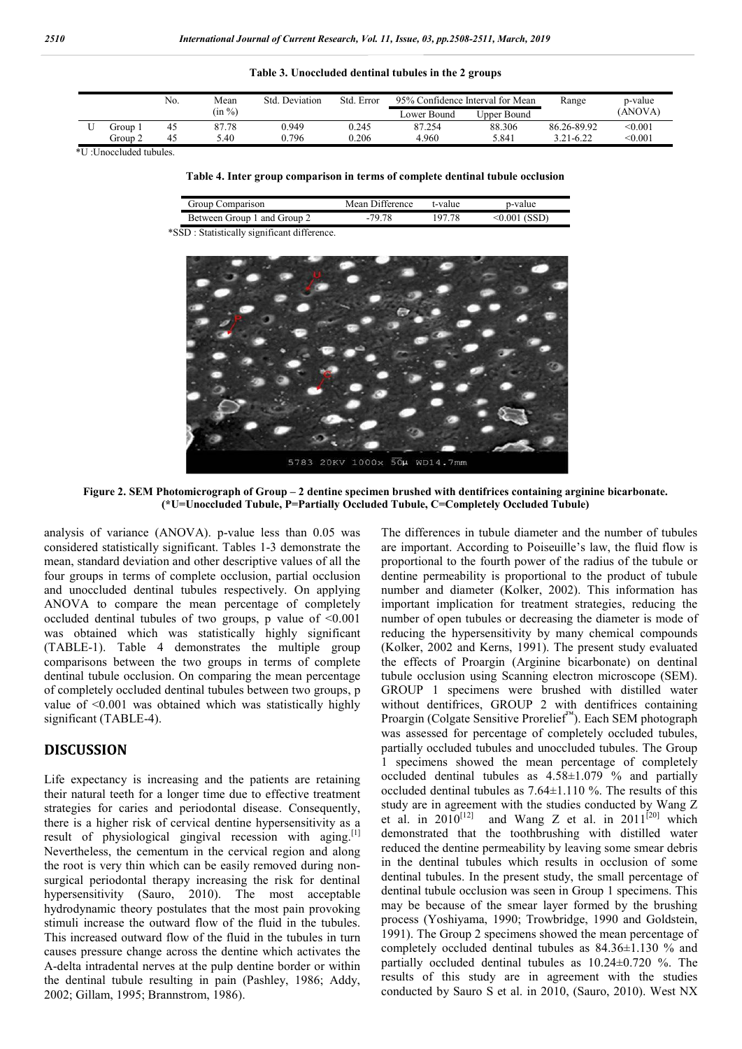**Table 3. Unoccluded dentinal tubules in the 2 groups**

| | | No. | Mean (in %) | Std. Deviation | Std. Error | 95% Confidence Interval for Mean | | Range | p-value (ANOVA) |
|---|---|---|---|---|---|---|---|---|---|
| | | | | | | Lower Bound | Upper Bound | | |
| U | Group 1 | 45 | 87.78 | 0.949 | 0.245 | 87.254 | 88.306 | 86.26-89.92 | <0.001 |
| | Group 2 | 45 | 5.40 | 0.796 | 0.206 | 4.960 | 5.841 | 3.21-6.22 | <0.001 |

*U :Unoccluded tubules.

**Table 4. Inter group comparison in terms of complete dentinal tubule occlusion**

| Group Comparison | Mean Difference | t-value | p-value |
|---|---|---|---|
| Between Group 1 and Group 2 | -79.78 | 197.78 | <0.001 (SSD) |

*SSD : Statistically significant difference.

**Figure 2. SEM Photomicrograph of Group – 2 dentine specimen brushed with dentifrices containing arginine bicarbonate. (*U=Unoccluded Tubule, P=Partially Occluded Tubule, C=Completely Occluded Tubule)**

analysis of variance (ANOVA). p-value less than 0.05 was considered statistically significant. Tables 1-3 demonstrate the mean, standard deviation and other descriptive values of all the four groups in terms of complete occlusion, partial occlusion and unoccluded dentinal tubules respectively. On applying ANOVA to compare the mean percentage of completely occluded dentinal tubules of two groups, p value of <0.001 was obtained which was statistically highly significant (TABLE-1). Table 4 demonstrates the multiple group comparisons between the two groups in terms of complete dentinal tubule occlusion. On comparing the mean percentage of completely occluded dentinal tubules between two groups, p value of <0.001 was obtained which was statistically highly significant (TABLE-4).

## DISCUSSION

Life expectancy is increasing and the patients are retaining their natural teeth for a longer time due to effective treatment strategies for caries and periodontal disease. Consequently, there is a higher risk of cervical dentine hypersensitivity as a result of physiological gingival recession with aging.[1] Nevertheless, the cementum in the cervical region and along the root is very thin which can be easily removed during non-surgical periodontal therapy increasing the risk for dentinal hypersensitivity (Sauro, 2010). The most acceptable hydrodynamic theory postulates that the most pain provoking stimuli increase the outward flow of the fluid in the tubules. This increased outward flow of the fluid in the tubules in turn causes pressure change across the dentine which activates the A-delta intradental nerves at the pulp dentine border or within the dentinal tubule resulting in pain (Pashley, 1986; Addy, 2002; Gillam, 1995; Brannstrom, 1986).

The differences in tubule diameter and the number of tubules are important. According to Poiseuille's law, the fluid flow is proportional to the fourth power of the radius of the tubule or dentine permeability is proportional to the product of tubule number and diameter (Kolker, 2002). This information has important implication for treatment strategies, reducing the number of open tubules or decreasing the diameter is mode of reducing the hypersensitivity by many chemical compounds (Kolker, 2002 and Kerns, 1991). The present study evaluated the effects of Proargin (Arginine bicarbonate) on dentinal tubule occlusion using Scanning electron microscope (SEM). GROUP 1 specimens were brushed with distilled water without dentifrices, GROUP 2 with dentifrices containing Proargin (Colgate Sensitive Prorelief™). Each SEM photograph was assessed for percentage of completely occluded tubules, partially occluded tubules and unoccluded tubules. The Group 1 specimens showed the mean percentage of completely occluded dentinal tubules as 4.58±1.079 % and partially occluded dentinal tubules as 7.64±1.110 %. The results of this study are in agreement with the studies conducted by Wang Z et al. in 2010[12] and Wang Z et al. in 2011[20] which demonstrated that the toothbrushing with distilled water reduced the dentine permeability by leaving some smear debris in the dentinal tubules which results in occlusion of some dentinal tubules. In the present study, the small percentage of dentinal tubule occlusion was seen in Group 1 specimens. This may be because of the smear layer formed by the brushing process (Yoshiyama, 1990; Trowbridge, 1990 and Goldstein, 1991). The Group 2 specimens showed the mean percentage of completely occluded dentinal tubules as 84.36±1.130 % and partially occluded dentinal tubules as 10.24±0.720 %. The results of this study are in agreement with the studies conducted by Sauro S et al. in 2010, (Sauro, 2010). West NX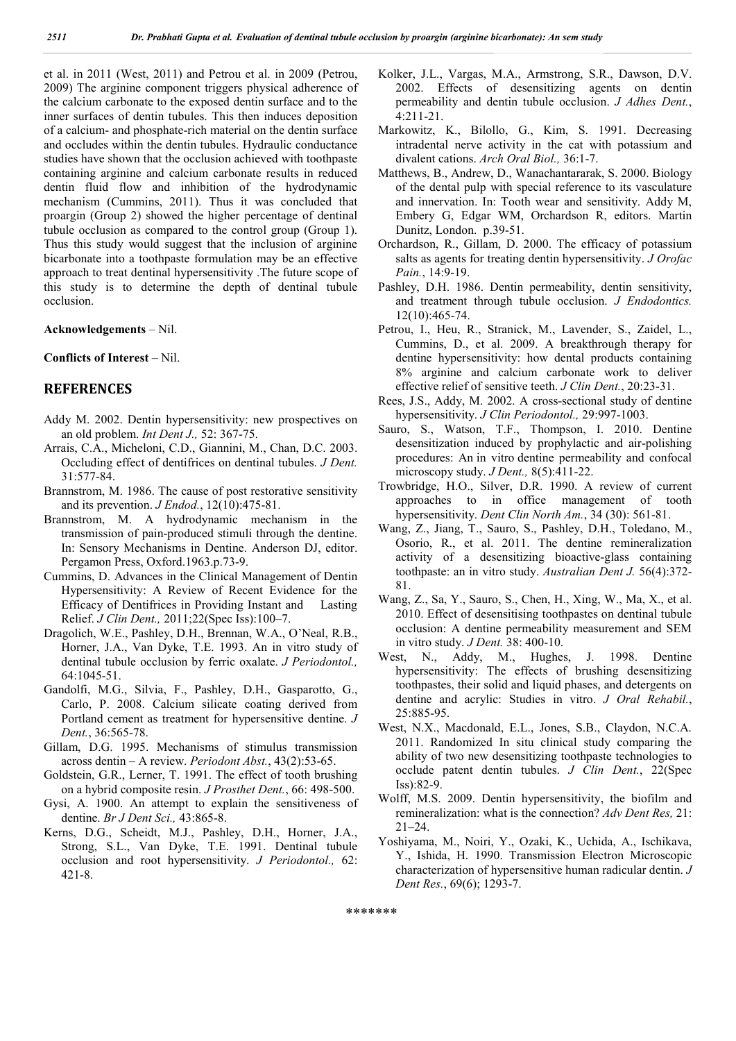et al. in 2011 (West, 2011) and Petrou et al. in 2009 (Petrou, 2009) The arginine component triggers physical adherence of the calcium carbonate to the exposed dentin surface and to the inner surfaces of dentin tubules. This then induces deposition of a calcium- and phosphate-rich material on the dentin surface and occludes within the dentin tubules. Hydraulic conductance studies have shown that the occlusion achieved with toothpaste containing arginine and calcium carbonate results in reduced dentin fluid flow and inhibition of the hydrodynamic mechanism (Cummins, 2011). Thus it was concluded that proargin (Group 2) showed the higher percentage of dentinal tubule occlusion as compared to the control group (Group 1). Thus this study would suggest that the inclusion of arginine bicarbonate into a toothpaste formulation may be an effective approach to treat dentinal hypersensitivity .The future scope of this study is to determine the depth of dentinal tubule occlusion.

**Acknowledgements** – Nil.

**Conflicts of Interest** – Nil.

## REFERENCES

Addy M. 2002. Dentin hypersensitivity: new prospectives on an old problem. *Int Dent J.,* 52: 367-75.

Arrais, C.A., Micheloni, C.D., Giannini, M., Chan, D.C. 2003. Occluding effect of dentifrices on dentinal tubules. *J Dent.* 31:577-84.

Brannstrom, M. 1986. The cause of post restorative sensitivity and its prevention. *J Endod.*, 12(10):475-81.

Brannstrom, M. A hydrodynamic mechanism in the transmission of pain-produced stimuli through the dentine. In: Sensory Mechanisms in Dentine. Anderson DJ, editor. Pergamon Press, Oxford.1963.p.73-9.

Cummins, D. Advances in the Clinical Management of Dentin Hypersensitivity: A Review of Recent Evidence for the Efficacy of Dentifrices in Providing Instant and Lasting Relief. *J Clin Dent.,* 2011;22(Spec Iss):100–7.

Dragolich, W.E., Pashley, D.H., Brennan, W.A., O'Neal, R.B., Horner, J.A., Van Dyke, T.E. 1993. An in vitro study of dentinal tubule occlusion by ferric oxalate. *J Periodontol.,* 64:1045-51.

Gandolfi, M.G., Silvia, F., Pashley, D.H., Gasparotto, G., Carlo, P. 2008. Calcium silicate coating derived from Portland cement as treatment for hypersensitive dentine. *J Dent.*, 36:565-78.

Gillam, D.G. 1995. Mechanisms of stimulus transmission across dentin – A review. *Periodont Abst.*, 43(2):53-65.

Goldstein, G.R., Lerner, T. 1991. The effect of tooth brushing on a hybrid composite resin. *J Prosthet Dent.*, 66: 498-500.

Gysi, A. 1900. An attempt to explain the sensitiveness of dentine. *Br J Dent Sci.,* 43:865-8.

Kerns, D.G., Scheidt, M.J., Pashley, D.H., Horner, J.A., Strong, S.L., Van Dyke, T.E. 1991. Dentinal tubule occlusion and root hypersensitivity. *J Periodontol.,* 62: 421-8.

Kolker, J.L., Vargas, M.A., Armstrong, S.R., Dawson, D.V. 2002. Effects of desensitizing agents on dentin permeability and dentin tubule occlusion. *J Adhes Dent.*, 4:211-21.

Markowitz, K., Bilollo, G., Kim, S. 1991. Decreasing intradental nerve activity in the cat with potassium and divalent cations. *Arch Oral Biol.,* 36:1-7.

Matthews, B., Andrew, D., Wanachantararak, S. 2000. Biology of the dental pulp with special reference to its vasculature and innervation. In: Tooth wear and sensitivity. Addy M, Embery G, Edgar WM, Orchardson R, editors. Martin Dunitz, London. p.39-51.

Orchardson, R., Gillam, D. 2000. The efficacy of potassium salts as agents for treating dentin hypersensitivity. *J Orofac Pain.*, 14:9-19.

Pashley, D.H. 1986. Dentin permeability, dentin sensitivity, and treatment through tubule occlusion. *J Endodontics.* 12(10):465-74.

Petrou, I., Heu, R., Stranick, M., Lavender, S., Zaidel, L., Cummins, D., et al. 2009. A breakthrough therapy for dentine hypersensitivity: how dental products containing 8% arginine and calcium carbonate work to deliver effective relief of sensitive teeth. *J Clin Dent.*, 20:23-31.

Rees, J.S., Addy, M. 2002. A cross-sectional study of dentine hypersensitivity. *J Clin Periodontol.,* 29:997-1003.

Sauro, S., Watson, T.F., Thompson, I. 2010. Dentine desensitization induced by prophylactic and air-polishing procedures: An in vitro dentine permeability and confocal microscopy study. *J Dent.,* 8(5):411-22.

Trowbridge, H.O., Silver, D.R. 1990. A review of current approaches to in office management of tooth hypersensitivity. *Dent Clin North Am.*, 34 (30): 561-81.

Wang, Z., Jiang, T., Sauro, S., Pashley, D.H., Toledano, M., Osorio, R., et al. 2011. The dentine remineralization activity of a desensitizing bioactive-glass containing toothpaste: an in vitro study. *Australian Dent J.* 56(4):372-81.

Wang, Z., Sa, Y., Sauro, S., Chen, H., Xing, W., Ma, X., et al. 2010. Effect of desensitising toothpastes on dentinal tubule occlusion: A dentine permeability measurement and SEM in vitro study. *J Dent.* 38: 400-10.

West, N., Addy, M., Hughes, J. 1998. Dentine hypersensitivity: The effects of brushing desensitizing toothpastes, their solid and liquid phases, and detergents on dentine and acrylic: Studies in vitro. *J Oral Rehabil.*, 25:885-95.

West, N.X., Macdonald, E.L., Jones, S.B., Claydon, N.C.A. 2011. Randomized In situ clinical study comparing the ability of two new desensitizing toothpaste technologies to occlude patent dentin tubules. *J Clin Dent.*, 22(Spec Iss):82-9.

Wolff, M.S. 2009. Dentin hypersensitivity, the biofilm and remineralization: what is the connection? *Adv Dent Res,* 21: 21–24.

Yoshiyama, M., Noiri, Y., Ozaki, K., Uchida, A., Ischikava, Y., Ishida, H. 1990. Transmission Electron Microscopic characterization of hypersensitive human radicular dentin. *J Dent Res.*, 69(6); 1293-7.

*******